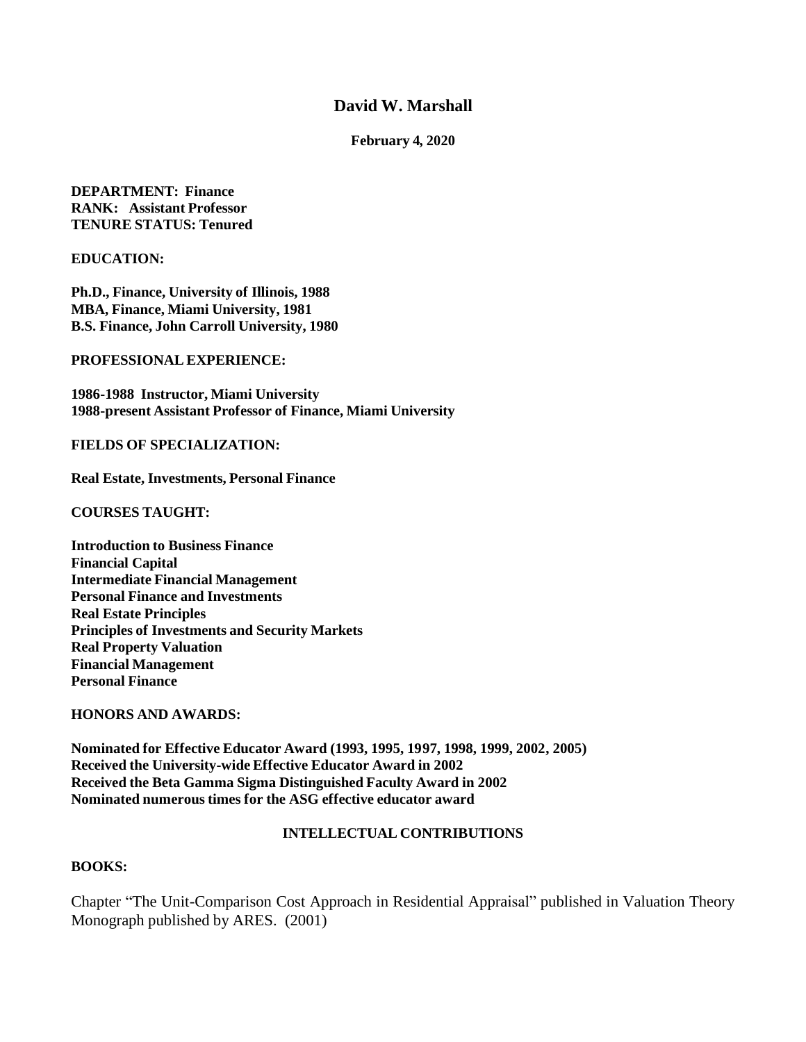# David W. Marshall

**February 4, 2020**

**DEPARTMENT: Finance**
**RANK: Assistant Professor**
**TENURE STATUS: Tenured**

**EDUCATION:**

**Ph.D., Finance, University of Illinois, 1988**
**MBA, Finance, Miami University, 1981**
**B.S. Finance, John Carroll University, 1980**

**PROFESSIONAL EXPERIENCE:**

**1986-1988 Instructor, Miami University**
**1988-present Assistant Professor of Finance, Miami University**

**FIELDS OF SPECIALIZATION:**

**Real Estate, Investments, Personal Finance**

**COURSES TAUGHT:**

**Introduction to Business Finance**
**Financial Capital**
**Intermediate Financial Management**
**Personal Finance and Investments**
**Real Estate Principles**
**Principles of Investments and Security Markets**
**Real Property Valuation**
**Financial Management**
**Personal Finance**

**HONORS AND AWARDS:**

**Nominated for Effective Educator Award (1993, 1995, 1997, 1998, 1999, 2002, 2005)**
**Received the University-wide Effective Educator Award in 2002**
**Received the Beta Gamma Sigma Distinguished Faculty Award in 2002**
**Nominated numerous times for the ASG effective educator award**

## INTELLECTUAL CONTRIBUTIONS

**BOOKS:**

Chapter "The Unit-Comparison Cost Approach in Residential Appraisal" published in Valuation Theory Monograph published by ARES. (2001)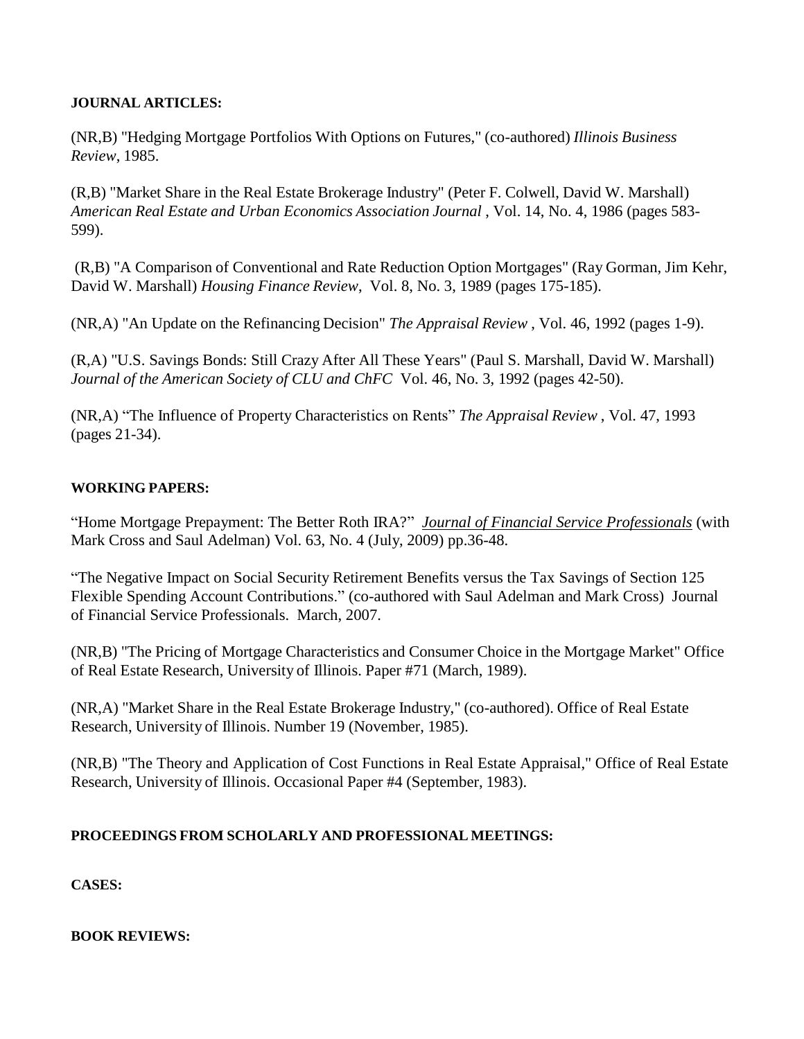**JOURNAL ARTICLES:**

(NR,B) "Hedging Mortgage Portfolios With Options on Futures," (co-authored) *Illinois Business Review*, 1985.

(R,B) "Market Share in the Real Estate Brokerage Industry" (Peter F. Colwell, David W. Marshall) *American Real Estate and Urban Economics Association Journal* , Vol. 14, No. 4, 1986 (pages 583-599).

(R,B) "A Comparison of Conventional and Rate Reduction Option Mortgages" (Ray Gorman, Jim Kehr, David W. Marshall) *Housing Finance Review*, Vol. 8, No. 3, 1989 (pages 175-185).

(NR,A) "An Update on the Refinancing Decision" *The Appraisal Review* , Vol. 46, 1992 (pages 1-9).

(R,A) "U.S. Savings Bonds: Still Crazy After All These Years" (Paul S. Marshall, David W. Marshall) *Journal of the American Society of CLU and ChFC* Vol. 46, No. 3, 1992 (pages 42-50).

(NR,A) "The Influence of Property Characteristics on Rents" *The Appraisal Review* , Vol. 47, 1993 (pages 21-34).

**WORKING PAPERS:**

"Home Mortgage Prepayment: The Better Roth IRA?" *Journal of Financial Service Professionals* (with Mark Cross and Saul Adelman) Vol. 63, No. 4 (July, 2009) pp.36-48.

"The Negative Impact on Social Security Retirement Benefits versus the Tax Savings of Section 125 Flexible Spending Account Contributions." (co-authored with Saul Adelman and Mark Cross) Journal of Financial Service Professionals. March, 2007.

(NR,B) "The Pricing of Mortgage Characteristics and Consumer Choice in the Mortgage Market" Office of Real Estate Research, University of Illinois. Paper #71 (March, 1989).

(NR,A) "Market Share in the Real Estate Brokerage Industry," (co-authored). Office of Real Estate Research, University of Illinois. Number 19 (November, 1985).

(NR,B) "The Theory and Application of Cost Functions in Real Estate Appraisal," Office of Real Estate Research, University of Illinois. Occasional Paper #4 (September, 1983).

**PROCEEDINGS FROM SCHOLARLY AND PROFESSIONAL MEETINGS:**

**CASES:**

**BOOK REVIEWS:**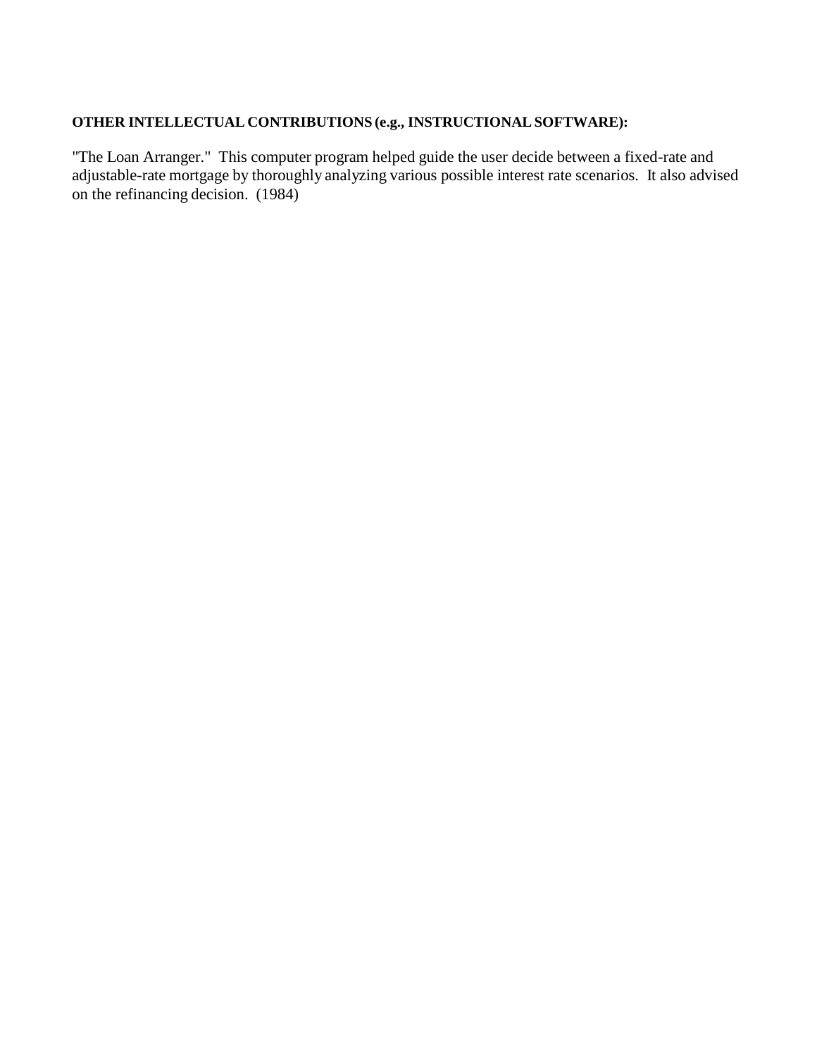**OTHER INTELLECTUAL CONTRIBUTIONS (e.g., INSTRUCTIONAL SOFTWARE):**

"The Loan Arranger." This computer program helped guide the user decide between a fixed-rate and adjustable-rate mortgage by thoroughly analyzing various possible interest rate scenarios. It also advised on the refinancing decision. (1984)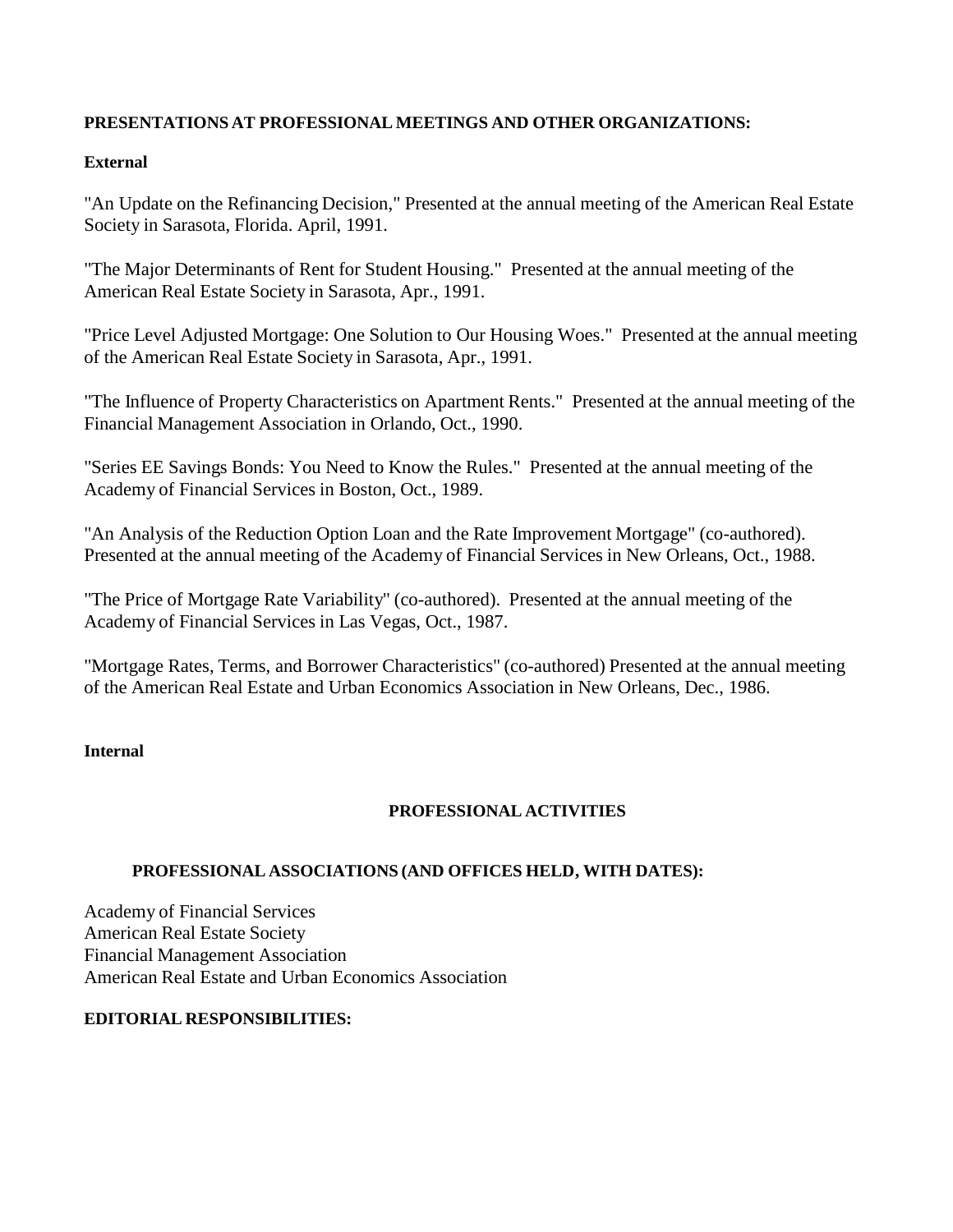**PRESENTATIONS AT PROFESSIONAL MEETINGS AND OTHER ORGANIZATIONS:**

**External**

"An Update on the Refinancing Decision," Presented at the annual meeting of the American Real Estate Society in Sarasota, Florida. April, 1991.

"The Major Determinants of Rent for Student Housing." Presented at the annual meeting of the American Real Estate Society in Sarasota, Apr., 1991.

"Price Level Adjusted Mortgage: One Solution to Our Housing Woes." Presented at the annual meeting of the American Real Estate Society in Sarasota, Apr., 1991.

"The Influence of Property Characteristics on Apartment Rents." Presented at the annual meeting of the Financial Management Association in Orlando, Oct., 1990.

"Series EE Savings Bonds: You Need to Know the Rules." Presented at the annual meeting of the Academy of Financial Services in Boston, Oct., 1989.

"An Analysis of the Reduction Option Loan and the Rate Improvement Mortgage" (co-authored). Presented at the annual meeting of the Academy of Financial Services in New Orleans, Oct., 1988.

"The Price of Mortgage Rate Variability" (co-authored). Presented at the annual meeting of the Academy of Financial Services in Las Vegas, Oct., 1987.

"Mortgage Rates, Terms, and Borrower Characteristics" (co-authored) Presented at the annual meeting of the American Real Estate and Urban Economics Association in New Orleans, Dec., 1986.

**Internal**

## PROFESSIONAL ACTIVITIES

**PROFESSIONAL ASSOCIATIONS (AND OFFICES HELD, WITH DATES):**

Academy of Financial Services
American Real Estate Society
Financial Management Association
American Real Estate and Urban Economics Association

**EDITORIAL RESPONSIBILITIES:**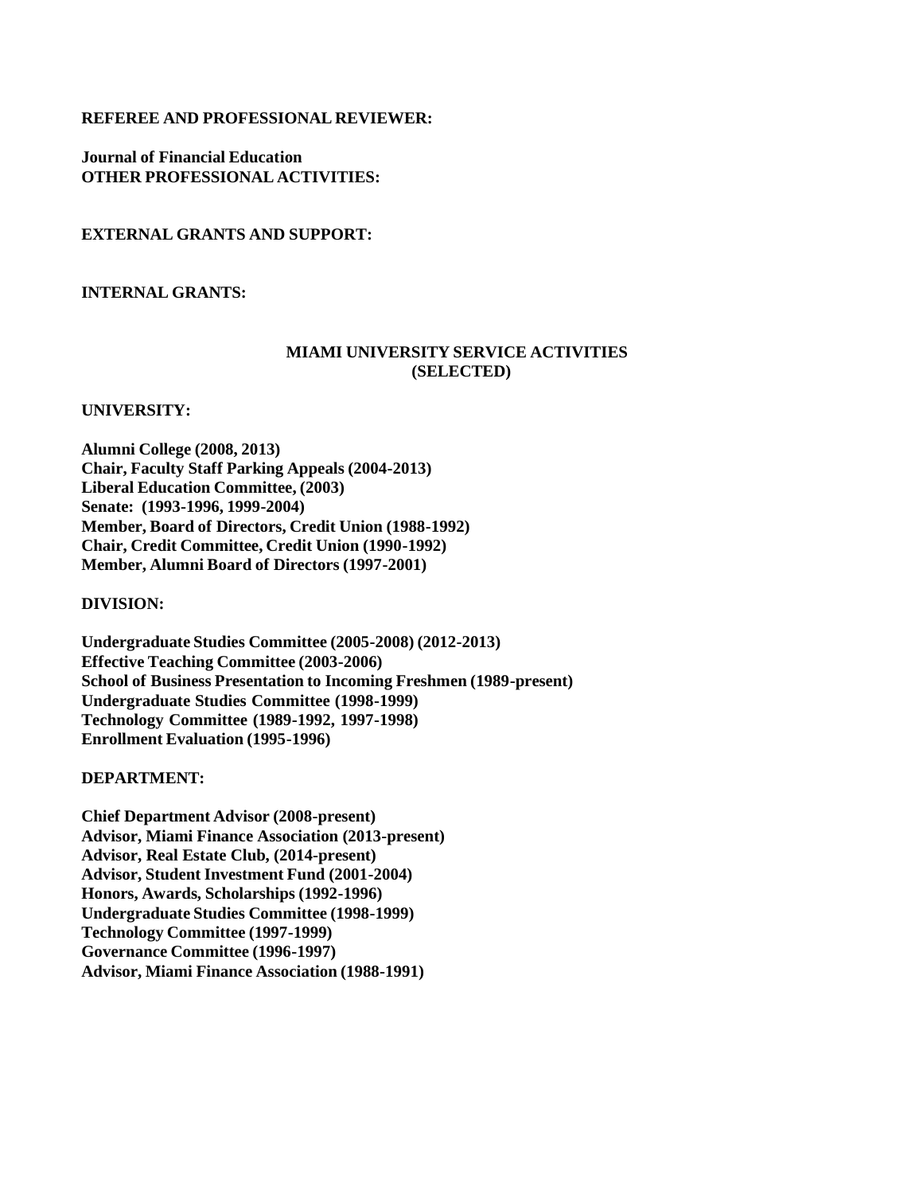**REFEREE AND PROFESSIONAL REVIEWER:**

**Journal of Financial Education**
**OTHER PROFESSIONAL ACTIVITIES:**

**EXTERNAL GRANTS AND SUPPORT:**

**INTERNAL GRANTS:**

## MIAMI UNIVERSITY SERVICE ACTIVITIES (SELECTED)

**UNIVERSITY:**

**Alumni College (2008, 2013)**
**Chair, Faculty Staff Parking Appeals (2004-2013)**
**Liberal Education Committee, (2003)**
**Senate: (1993-1996, 1999-2004)**
**Member, Board of Directors, Credit Union (1988-1992)**
**Chair, Credit Committee, Credit Union (1990-1992)**
**Member, Alumni Board of Directors (1997-2001)**

**DIVISION:**

**Undergraduate Studies Committee (2005-2008) (2012-2013)**
**Effective Teaching Committee (2003-2006)**
**School of Business Presentation to Incoming Freshmen (1989-present)**
**Undergraduate Studies Committee (1998-1999)**
**Technology Committee (1989-1992, 1997-1998)**
**Enrollment Evaluation (1995-1996)**

**DEPARTMENT:**

**Chief Department Advisor (2008-present)**
**Advisor, Miami Finance Association (2013-present)**
**Advisor, Real Estate Club, (2014-present)**
**Advisor, Student Investment Fund (2001-2004)**
**Honors, Awards, Scholarships (1992-1996)**
**Undergraduate Studies Committee (1998-1999)**
**Technology Committee (1997-1999)**
**Governance Committee (1996-1997)**
**Advisor, Miami Finance Association (1988-1991)**